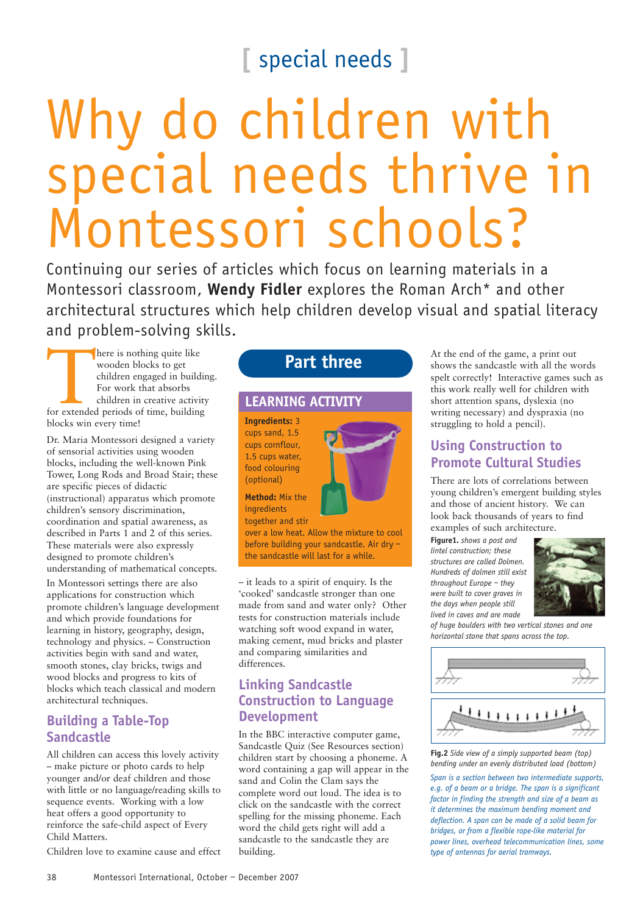[ special needs ]

# Why do children with special needs thrive in Montessori schools?

Continuing our series of articles which focus on learning materials in a Montessori classroom, **Wendy Fidler** explores the Roman Arch* and other architectural structures which help children develop visual and spatial literacy and problem-solving skills.

There is nothing quite like wooden blocks to get children engaged in building. For work that absorbs children in creative activity for extended periods of time, building blocks win every time!

Dr. Maria Montessori designed a variety of sensorial activities using wooden blocks, including the well-known Pink Tower, Long Rods and Broad Stair; these are specific pieces of didactic (instructional) apparatus which promote children's sensory discrimination, coordination and spatial awareness, as described in Parts 1 and 2 of this series. These materials were also expressly designed to promote children's understanding of mathematical concepts.

In Montessori settings there are also applications for construction which promote children's language development and which provide foundations for learning in history, geography, design, technology and physics. – Construction activities begin with sand and water, smooth stones, clay bricks, twigs and wood blocks and progress to kits of blocks which teach classical and modern architectural techniques.

## Building a Table-Top Sandcastle

All children can access this lovely activity – make picture or photo cards to help younger and/or deaf children and those with little or no language/reading skills to sequence events. Working with a low heat offers a good opportunity to reinforce the safe-child aspect of Every Child Matters.

Children love to examine cause and effect – it leads to a spirit of enquiry. Is the 'cooked' sandcastle stronger than one made from sand and water only? Other tests for construction materials include watching soft wood expand in water, making cement, mud bricks and plaster and comparing similarities and differences.

**Part three**

### LEARNING ACTIVITY

**Ingredients:** 3 cups sand, 1.5 cups cornflour, 1.5 cups water, food colouring (optional)

**Method:** Mix the ingredients together and stir over a low heat. Allow the mixture to cool before building your sandcastle. Air dry – the sandcastle will last for a while.

## Linking Sandcastle Construction to Language Development

In the BBC interactive computer game, Sandcastle Quiz (See Resources section) children start by choosing a phoneme. A word containing a gap will appear in the sand and Colin the Clam says the complete word out loud. The idea is to click on the sandcastle with the correct spelling for the missing phoneme. Each word the child gets right will add a sandcastle to the sandcastle they are building.

At the end of the game, a print out shows the sandcastle with all the words spelt correctly! Interactive games such as this work really well for children with short attention spans, dyslexia (no writing necessary) and dyspraxia (no struggling to hold a pencil).

## Using Construction to Promote Cultural Studies

There are lots of correlations between young children's emergent building styles and those of ancient history. We can look back thousands of years to find examples of such architecture.

**Figure1.** *shows a post and lintel construction; these structures are called Dolmen. Hundreds of dolmen still exist throughout Europe – they were built to cover graves in the days when people still lived in caves and are made of huge boulders with two vertical stones and one horizontal stone that spans across the top.*

**Fig.2** *Side view of a simply supported beam (top) bending under an evenly distributed load (bottom)*

*Span is a section between two intermediate supports, e.g. of a beam or a bridge. The span is a significant factor in finding the strength and size of a beam as it determines the maximum bending moment and deflection. A span can be made of a solid beam for bridges, or from a flexible rope-like material for power lines, overhead telecommunication lines, some type of antennas for aerial tramways.*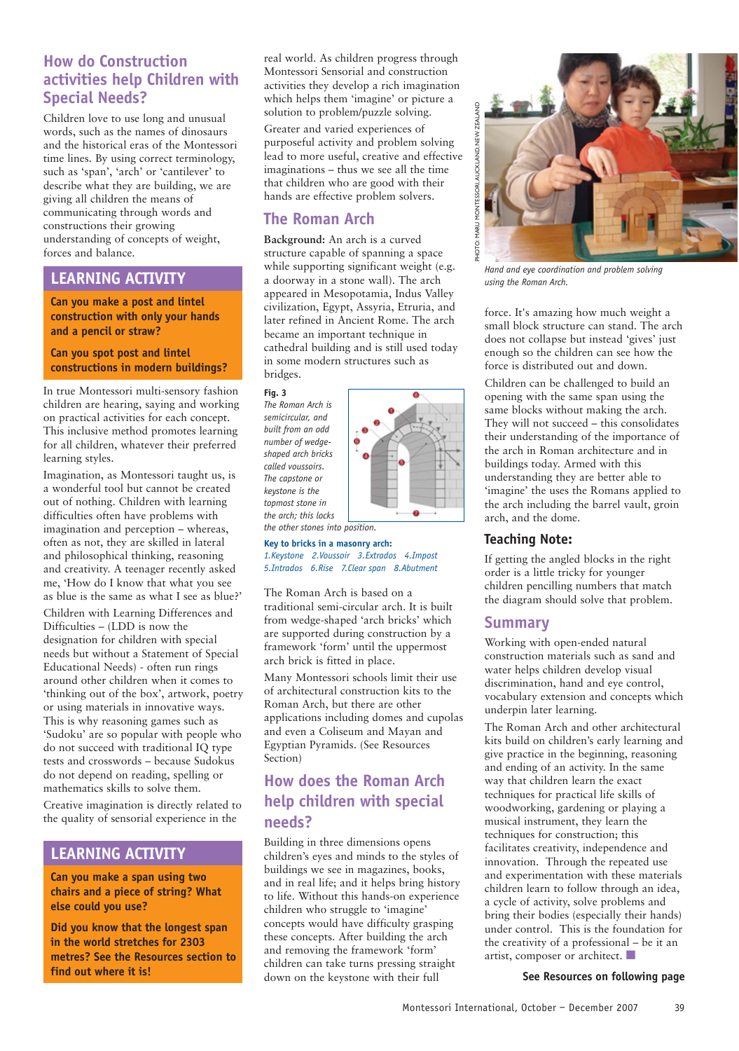## How do Construction activities help Children with Special Needs?

Children love to use long and unusual words, such as the names of dinosaurs and the historical eras of the Montessori time lines. By using correct terminology, such as 'span', 'arch' or 'cantilever' to describe what they are building, we are giving all children the means of communicating through words and constructions their growing understanding of concepts of weight, forces and balance.

### LEARNING ACTIVITY

**Can you make a post and lintel construction with only your hands and a pencil or straw?**

**Can you spot post and lintel constructions in modern buildings?**

In true Montessori multi-sensory fashion children are hearing, saying and working on practical activities for each concept. This inclusive method promotes learning for all children, whatever their preferred learning styles.

Imagination, as Montessori taught us, is a wonderful tool but cannot be created out of nothing. Children with learning difficulties often have problems with imagination and perception – whereas, often as not, they are skilled in lateral and philosophical thinking, reasoning and creativity. A teenager recently asked me, 'How do I know that what you see as blue is the same as what I see as blue?'

Children with Learning Differences and Difficulties – (LDD is now the designation for children with special needs but without a Statement of Special Educational Needs) - often run rings around other children when it comes to 'thinking out of the box', artwork, poetry or using materials in innovative ways. This is why reasoning games such as 'Sudoku' are so popular with people who do not succeed with traditional IQ type tests and crosswords – because Sudokus do not depend on reading, spelling or mathematics skills to solve them.

Creative imagination is directly related to the quality of sensorial experience in the real world. As children progress through Montessori Sensorial and construction activities they develop a rich imagination which helps them 'imagine' or picture a solution to problem/puzzle solving.

Greater and varied experiences of purposeful activity and problem solving lead to more useful, creative and effective imaginations – thus we see all the time that children who are good with their hands are effective problem solvers.

### LEARNING ACTIVITY

**Can you make a span using two chairs and a piece of string? What else could you use?**

**Did you know that the longest span in the world stretches for 2303 metres? See the Resources section to find out where it is!**

## The Roman Arch

**Background:** An arch is a curved structure capable of spanning a space while supporting significant weight (e.g. a doorway in a stone wall). The arch appeared in Mesopotamia, Indus Valley civilization, Egypt, Assyria, Etruria, and later refined in Ancient Rome. The arch became an important technique in cathedral building and is still used today in some modern structures such as bridges.

**Fig. 3**
*The Roman Arch is semicircular, and built from an odd number of wedge-shaped arch bricks called voussoirs. The capstone or keystone is the topmost stone in the arch; this locks the other stones into position.*

**Key to bricks in a masonry arch:**
*1.Keystone 2.Voussoir 3.Extrados 4.Impost 5.Intrados 6.Rise 7.Clear span 8.Abutment*

The Roman Arch is based on a traditional semi-circular arch. It is built from wedge-shaped 'arch bricks' which are supported during construction by a framework 'form' until the uppermost arch brick is fitted in place.

Many Montessori schools limit their use of architectural construction kits to the Roman Arch, but there are other applications including domes and cupolas and even a Coliseum and Mayan and Egyptian Pyramids. (See Resources Section)

## How does the Roman Arch help children with special needs?

Building in three dimensions opens children's eyes and minds to the styles of buildings we see in magazines, books, and in real life; and it helps bring history to life. Without this hands-on experience children who struggle to 'imagine' concepts would have difficulty grasping these concepts. After building the arch and removing the framework 'form' children can take turns pressing straight down on the keystone with their full force. It's amazing how much weight a small block structure can stand. The arch does not collapse but instead 'gives' just enough so the children can see how the force is distributed out and down.

*Hand and eye coordination and problem solving using the Roman Arch.*

PHOTO: MARU MONTESSORI, AUCKLAND, NEW ZEALAND

Children can be challenged to build an opening with the same span using the same blocks without making the arch. They will not succeed – this consolidates their understanding of the importance of the arch in Roman architecture and in buildings today. Armed with this understanding they are better able to 'imagine' the uses the Romans applied to the arch including the barrel vault, groin arch, and the dome.

### Teaching Note:

If getting the angled blocks in the right order is a little tricky for younger children pencilling numbers that match the diagram should solve that problem.

## Summary

Working with open-ended natural construction materials such as sand and water helps children develop visual discrimination, hand and eye control, vocabulary extension and concepts which underpin later learning.

The Roman Arch and other architectural kits build on children's early learning and give practice in the beginning, reasoning and ending of an activity. In the same way that children learn the exact techniques for practical life skills of woodworking, gardening or playing a musical instrument, they learn the techniques for construction; this facilitates creativity, independence and innovation. Through the repeated use and experimentation with these materials children learn to follow through an idea, a cycle of activity, solve problems and bring their bodies (especially their hands) under control. This is the foundation for the creativity of a professional – be it an artist, composer or architect.

**See Resources on following page**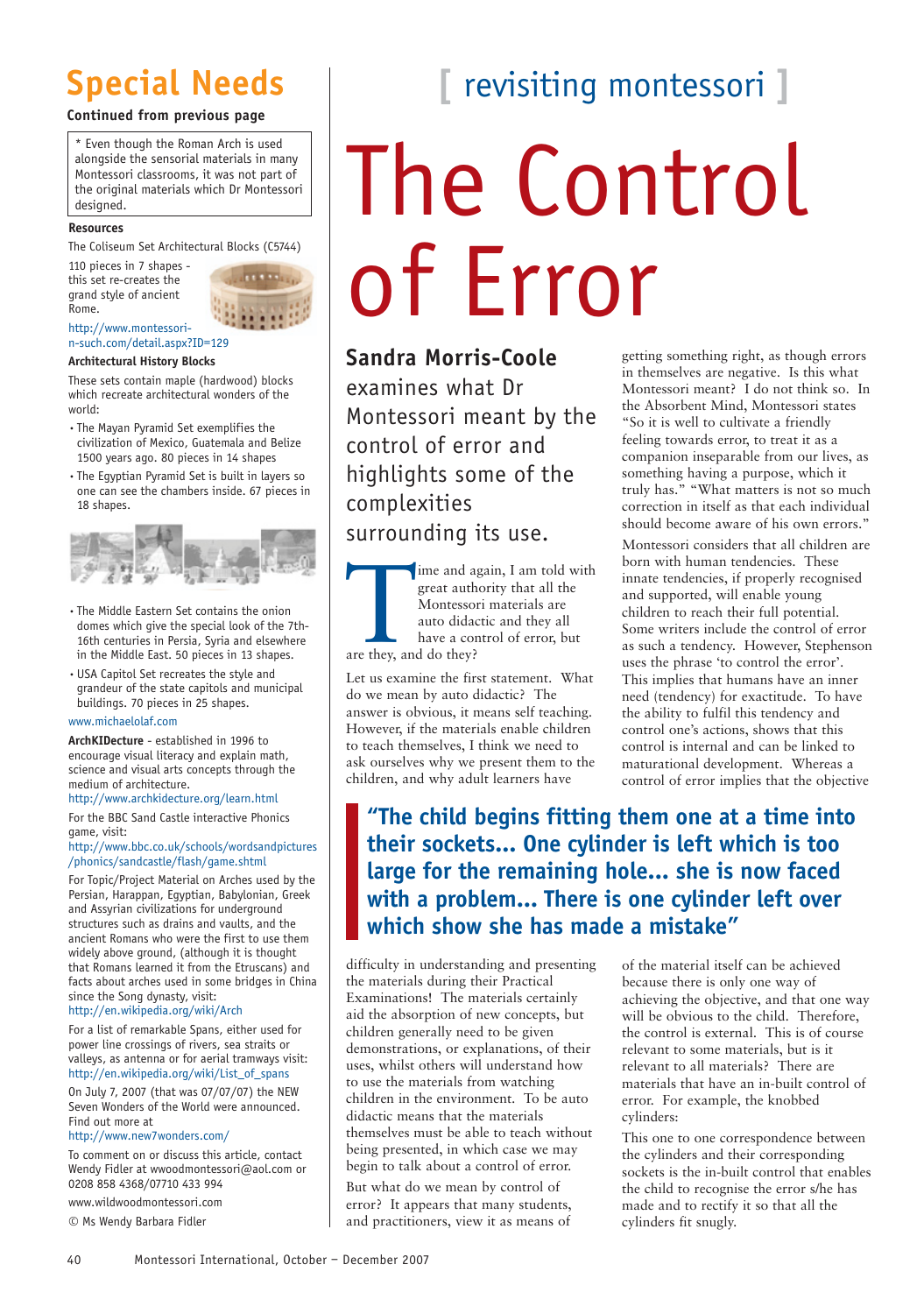# Special Needs

**Continued from previous page**

\* Even though the Roman Arch is used alongside the sensorial materials in many Montessori classrooms, it was not part of the original materials which Dr Montessori designed.

**Resources**

The Coliseum Set Architectural Blocks (C5744)

110 pieces in 7 shapes - this set re-creates the grand style of ancient Rome.

http://www.montessori-n-such.com/detail.aspx?ID=129

**Architectural History Blocks**

These sets contain maple (hardwood) blocks which recreate architectural wonders of the world:

- The Mayan Pyramid Set exemplifies the civilization of Mexico, Guatemala and Belize 1500 years ago. 80 pieces in 14 shapes
- The Egyptian Pyramid Set is built in layers so one can see the chambers inside. 67 pieces in 18 shapes.
- The Middle Eastern Set contains the onion domes which give the special look of the 7th-16th centuries in Persia, Syria and elsewhere in the Middle East. 50 pieces in 13 shapes.
- USA Capitol Set recreates the style and grandeur of the state capitols and municipal buildings. 70 pieces in 25 shapes.

www.michaelolaf.com

**ArchKIDecture** - established in 1996 to encourage visual literacy and explain math, science and visual arts concepts through the medium of architecture.
http://www.archkidecture.org/learn.html

For the BBC Sand Castle interactive Phonics game, visit:
http://www.bbc.co.uk/schools/wordsandpictures/phonics/sandcastle/flash/game.shtml

For Topic/Project Material on Arches used by the Persian, Harappan, Egyptian, Babylonian, Greek and Assyrian civilizations for underground structures such as drains and vaults, and the ancient Romans who were the first to use them widely above ground, (although it is thought that Romans learned it from the Etruscans) and facts about arches used in some bridges in China since the Song dynasty, visit:
http://en.wikipedia.org/wiki/Arch

For a list of remarkable Spans, either used for power line crossings of rivers, sea straits or valleys, as antenna or for aerial tramways visit:
http://en.wikipedia.org/wiki/List_of_spans

On July 7, 2007 (that was 07/07/07) the NEW Seven Wonders of the World were announced. Find out more at
http://www.new7wonders.com/

To comment on or discuss this article, contact Wendy Fidler at wwoodmontessori@aol.com or 0208 858 4368/07710 433 994

www.wildwoodmontessori.com

© Ms Wendy Barbara Fidler

---

[ revisiting montessori ]

# The Control of Error

**Sandra Morris-Coole** examines what Dr Montessori meant by the control of error and highlights some of the complexities surrounding its use.

Time and again, I am told with great authority that all the Montessori materials are auto didactic and they all have a control of error, but are they, and do they?

Let us examine the first statement. What do we mean by auto didactic? The answer is obvious, it means self teaching. However, if the materials enable children to teach themselves, I think we need to ask ourselves why we present them to the children, and why adult learners have difficulty in understanding and presenting the materials during their Practical Examinations! The materials certainly aid the absorption of new concepts, but children generally need to be given demonstrations, or explanations, of their uses, whilst others will understand how to use the materials from watching children in the environment. To be auto didactic means that the materials themselves must be able to teach without being presented, in which case we may begin to talk about a control of error.

But what do we mean by control of error? It appears that many students, and practitioners, view it as means of getting something right, as though errors in themselves are negative. Is this what Montessori meant? I do not think so. In the Absorbent Mind, Montessori states "So it is well to cultivate a friendly feeling towards error, to treat it as a companion inseparable from our lives, as something having a purpose, which it truly has." "What matters is not so much correction in itself as that each individual should become aware of his own errors."

Montessori considers that all children are born with human tendencies. These innate tendencies, if properly recognised and supported, will enable young children to reach their full potential. Some writers include the control of error as such a tendency. However, Stephenson uses the phrase 'to control the error'. This implies that humans have an inner need (tendency) for exactitude. To have the ability to fulfil this tendency and control one's actions, shows that this control is internal and can be linked to maturational development. Whereas a control of error implies that the objective of the material itself can be achieved because there is only one way of achieving the objective, and that one way will be obvious to the child. Therefore, the control is external. This is of course relevant to some materials, but is it relevant to all materials? There are materials that have an in-built control of error. For example, the knobbed cylinders:

> **"The child begins fitting them one at a time into their sockets... One cylinder is left which is too large for the remaining hole... she is now faced with a problem... There is one cylinder left over which show she has made a mistake"**

This one to one correspondence between the cylinders and their corresponding sockets is the in-built control that enables the child to recognise the error s/he has made and to rectify it so that all the cylinders fit snugly.